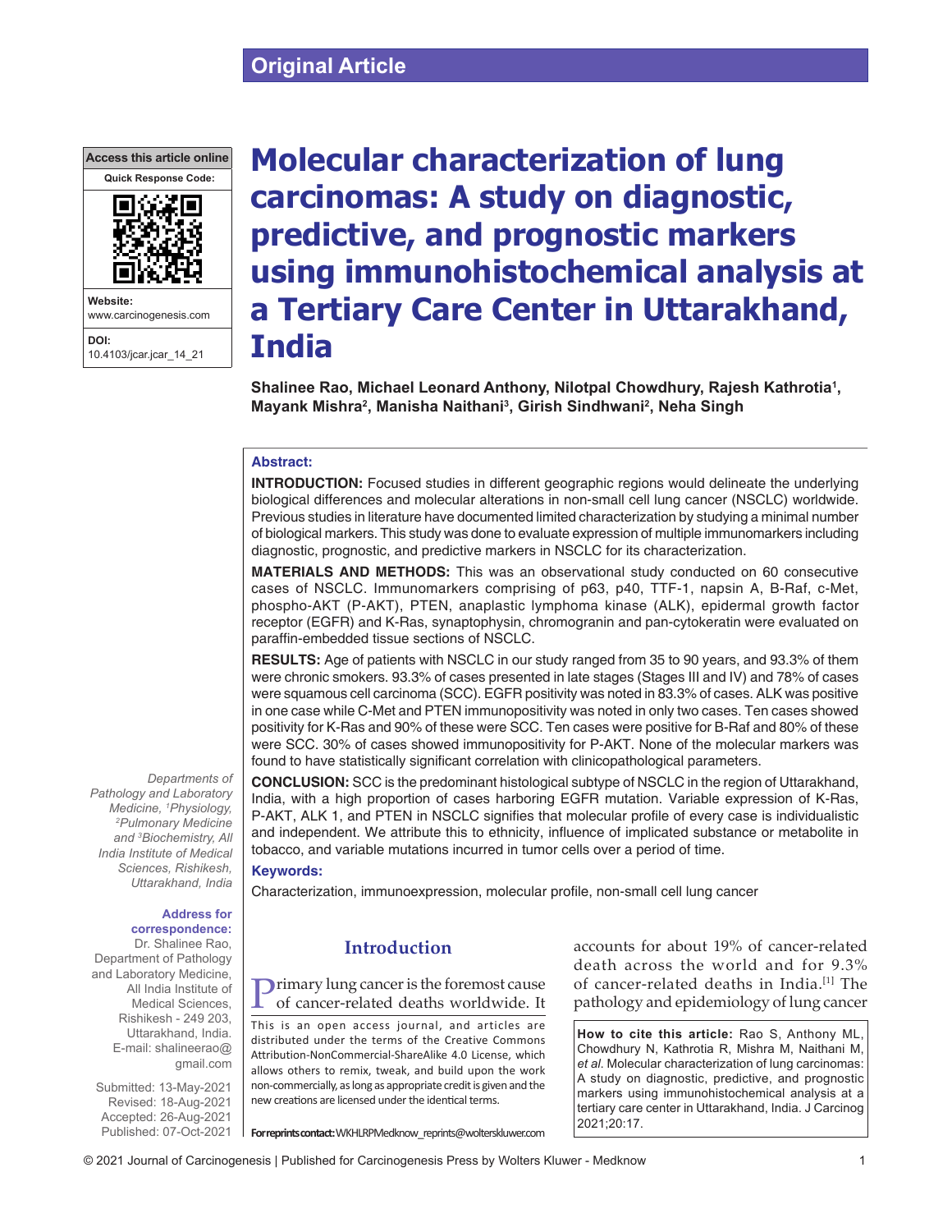Original Article

# Molecular characterization of lung carcinomas: A study on diagnostic, predictive, and prognostic markers using immunohistochemical analysis at a Tertiary Care Center in Uttarakhand, India

**Shalinee Rao, Michael Leonard Anthony, Nilotpal Chowdhury, Rajesh Kathrotia[1], Mayank Mishra[2], Manisha Naithani[3], Girish Sindhwani[2], Neha Singh**

*Departments of Pathology and Laboratory Medicine, [1]Physiology, [2]Pulmonary Medicine and [3]Biochemistry, All India Institute of Medical Sciences, Rishikesh, Uttarakhand, India*

**Address for correspondence:** Dr. Shalinee Rao, Department of Pathology and Laboratory Medicine, All India Institute of Medical Sciences, Rishikesh - 249 203, Uttarakhand, India. E-mail: shalineerao@gmail.com

Submitted: 13-May-2021
Revised: 18-Aug-2021
Accepted: 26-Aug-2021
Published: 07-Oct-2021

Access this article online
Website: www.carcinogenesis.com
DOI: 10.4103/jcar.jcar_14_21

## Abstract:

**INTRODUCTION:** Focused studies in different geographic regions would delineate the underlying biological differences and molecular alterations in non-small cell lung cancer (NSCLC) worldwide. Previous studies in literature have documented limited characterization by studying a minimal number of biological markers. This study was done to evaluate expression of multiple immunomarkers including diagnostic, prognostic, and predictive markers in NSCLC for its characterization.

**MATERIALS AND METHODS:** This was an observational study conducted on 60 consecutive cases of NSCLC. Immunomarkers comprising of p63, p40, TTF-1, napsin A, B-Raf, c-Met, phospho-AKT (P-AKT), PTEN, anaplastic lymphoma kinase (ALK), epidermal growth factor receptor (EGFR) and K-Ras, synaptophysin, chromogranin and pan-cytokeratin were evaluated on paraffin-embedded tissue sections of NSCLC.

**RESULTS:** Age of patients with NSCLC in our study ranged from 35 to 90 years, and 93.3% of them were chronic smokers. 93.3% of cases presented in late stages (Stages III and IV) and 78% of cases were squamous cell carcinoma (SCC). EGFR positivity was noted in 83.3% of cases. ALK was positive in one case while C-Met and PTEN immunopositivity was noted in only two cases. Ten cases showed positivity for K-Ras and 90% of these were SCC. Ten cases were positive for B-Raf and 80% of these were SCC. 30% of cases showed immunopositivity for P-AKT. None of the molecular markers was found to have statistically significant correlation with clinicopathological parameters.

**CONCLUSION:** SCC is the predominant histological subtype of NSCLC in the region of Uttarakhand, India, with a high proportion of cases harboring EGFR mutation. Variable expression of K-Ras, P-AKT, ALK 1, and PTEN in NSCLC signifies that molecular profile of every case is individualistic and independent. We attribute this to ethnicity, influence of implicated substance or metabolite in tobacco, and variable mutations incurred in tumor cells over a period of time.

## Keywords:

Characterization, immunoexpression, molecular profile, non-small cell lung cancer

## Introduction

Primary lung cancer is the foremost cause of cancer-related deaths worldwide. It accounts for about 19% of cancer-related death across the world and for 9.3% of cancer-related deaths in India.[1] The pathology and epidemiology of lung cancer

This is an open access journal, and articles are distributed under the terms of the Creative Commons Attribution-NonCommercial-ShareAlike 4.0 License, which allows others to remix, tweak, and build upon the work non-commercially, as long as appropriate credit is given and the new creations are licensed under the identical terms.

**For reprints contact:** WKHLRPMedknow_reprints@wolterskluwer.com

**How to cite this article:** Rao S, Anthony ML, Chowdhury N, Kathrotia R, Mishra M, Naithani M, *et al*. Molecular characterization of lung carcinomas: A study on diagnostic, predictive, and prognostic markers using immunohistochemical analysis at a tertiary care center in Uttarakhand, India. J Carcinog 2021;20:17.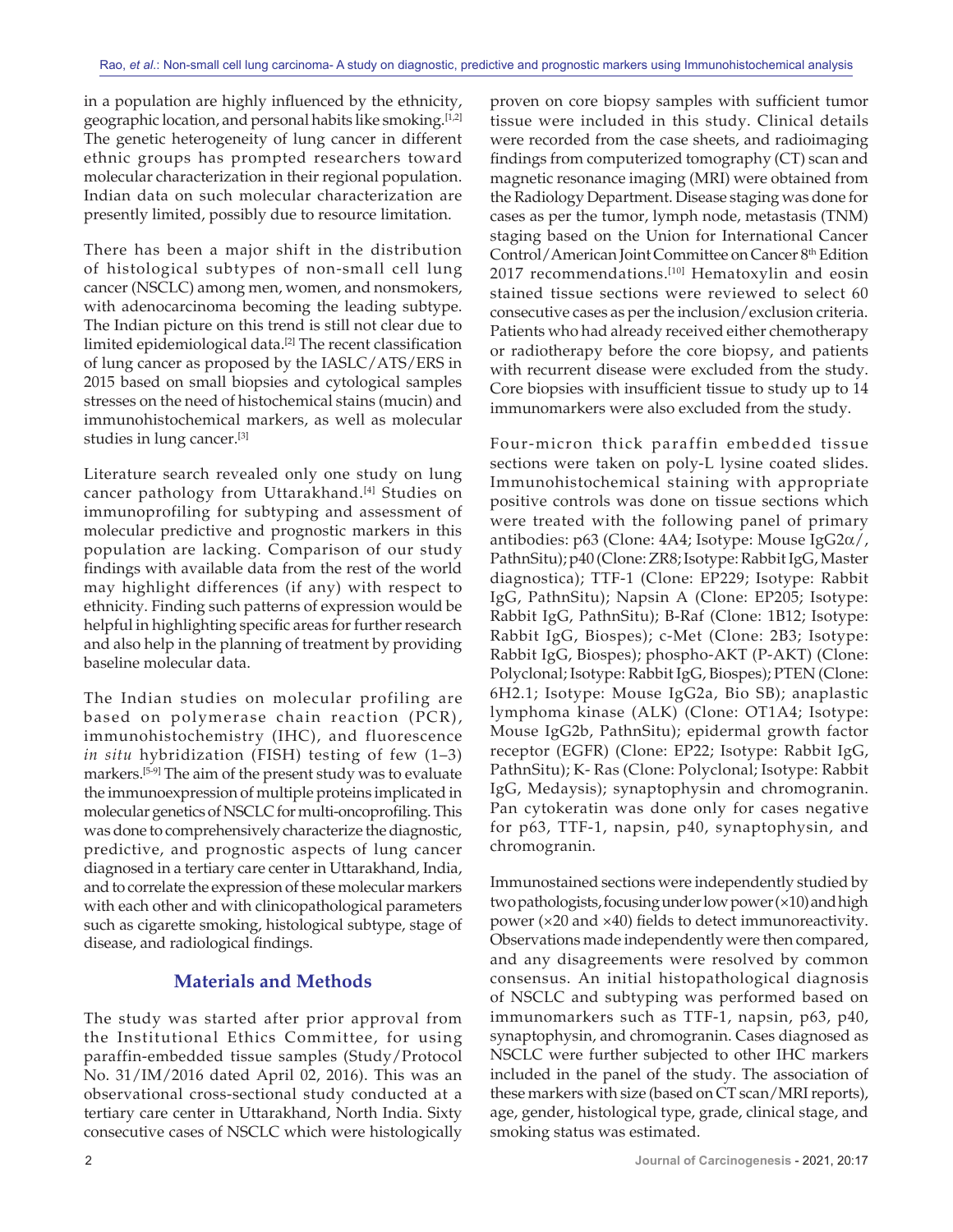in a population are highly influenced by the ethnicity, geographic location, and personal habits like smoking.[1,2] The genetic heterogeneity of lung cancer in different ethnic groups has prompted researchers toward molecular characterization in their regional population. Indian data on such molecular characterization are presently limited, possibly due to resource limitation.

There has been a major shift in the distribution of histological subtypes of non-small cell lung cancer (NSCLC) among men, women, and nonsmokers, with adenocarcinoma becoming the leading subtype. The Indian picture on this trend is still not clear due to limited epidemiological data.[2] The recent classification of lung cancer as proposed by the IASLC/ATS/ERS in 2015 based on small biopsies and cytological samples stresses on the need of histochemical stains (mucin) and immunohistochemical markers, as well as molecular studies in lung cancer.[3]

Literature search revealed only one study on lung cancer pathology from Uttarakhand.[4] Studies on immunoprofiling for subtyping and assessment of molecular predictive and prognostic markers in this population are lacking. Comparison of our study findings with available data from the rest of the world may highlight differences (if any) with respect to ethnicity. Finding such patterns of expression would be helpful in highlighting specific areas for further research and also help in the planning of treatment by providing baseline molecular data.

The Indian studies on molecular profiling are based on polymerase chain reaction (PCR), immunohistochemistry (IHC), and fluorescence *in situ* hybridization (FISH) testing of few (1–3) markers.[5-9] The aim of the present study was to evaluate the immunoexpression of multiple proteins implicated in molecular genetics of NSCLC for multi-oncoprofiling. This was done to comprehensively characterize the diagnostic, predictive, and prognostic aspects of lung cancer diagnosed in a tertiary care center in Uttarakhand, India, and to correlate the expression of these molecular markers with each other and with clinicopathological parameters such as cigarette smoking, histological subtype, stage of disease, and radiological findings.

## Materials and Methods

The study was started after prior approval from the Institutional Ethics Committee, for using paraffin-embedded tissue samples (Study/Protocol No. 31/IM/2016 dated April 02, 2016). This was an observational cross-sectional study conducted at a tertiary care center in Uttarakhand, North India. Sixty consecutive cases of NSCLC which were histologically proven on core biopsy samples with sufficient tumor tissue were included in this study. Clinical details were recorded from the case sheets, and radioimaging findings from computerized tomography (CT) scan and magnetic resonance imaging (MRI) were obtained from the Radiology Department. Disease staging was done for cases as per the tumor, lymph node, metastasis (TNM) staging based on the Union for International Cancer Control/American Joint Committee on Cancer 8th Edition 2017 recommendations.[10] Hematoxylin and eosin stained tissue sections were reviewed to select 60 consecutive cases as per the inclusion/exclusion criteria. Patients who had already received either chemotherapy or radiotherapy before the core biopsy, and patients with recurrent disease were excluded from the study. Core biopsies with insufficient tissue to study up to 14 immunomarkers were also excluded from the study.

Four-micron thick paraffin embedded tissue sections were taken on poly-L lysine coated slides. Immunohistochemical staining with appropriate positive controls was done on tissue sections which were treated with the following panel of primary antibodies: p63 (Clone: 4A4; Isotype: Mouse IgG2α/, PathnSitu); p40 (Clone: ZR8; Isotype: Rabbit IgG, Master diagnostica); TTF-1 (Clone: EP229; Isotype: Rabbit IgG, PathnSitu); Napsin A (Clone: EP205; Isotype: Rabbit IgG, PathnSitu); B-Raf (Clone: 1B12; Isotype: Rabbit IgG, Biospes); c-Met (Clone: 2B3; Isotype: Rabbit IgG, Biospes); phospho-AKT (P-AKT) (Clone: Polyclonal; Isotype: Rabbit IgG, Biospes); PTEN (Clone: 6H2.1; Isotype: Mouse IgG2a, Bio SB); anaplastic lymphoma kinase (ALK) (Clone: OT1A4; Isotype: Mouse IgG2b, PathnSitu); epidermal growth factor receptor (EGFR) (Clone: EP22; Isotype: Rabbit IgG, PathnSitu); K- Ras (Clone: Polyclonal; Isotype: Rabbit IgG, Medaysis); synaptophysin and chromogranin. Pan cytokeratin was done only for cases negative for p63, TTF-1, napsin, p40, synaptophysin, and chromogranin.

Immunostained sections were independently studied by two pathologists, focusing under low power (×10) and high power (×20 and ×40) fields to detect immunoreactivity. Observations made independently were then compared, and any disagreements were resolved by common consensus. An initial histopathological diagnosis of NSCLC and subtyping was performed based on immunomarkers such as TTF-1, napsin, p63, p40, synaptophysin, and chromogranin. Cases diagnosed as NSCLC were further subjected to other IHC markers included in the panel of the study. The association of these markers with size (based on CT scan/MRI reports), age, gender, histological type, grade, clinical stage, and smoking status was estimated.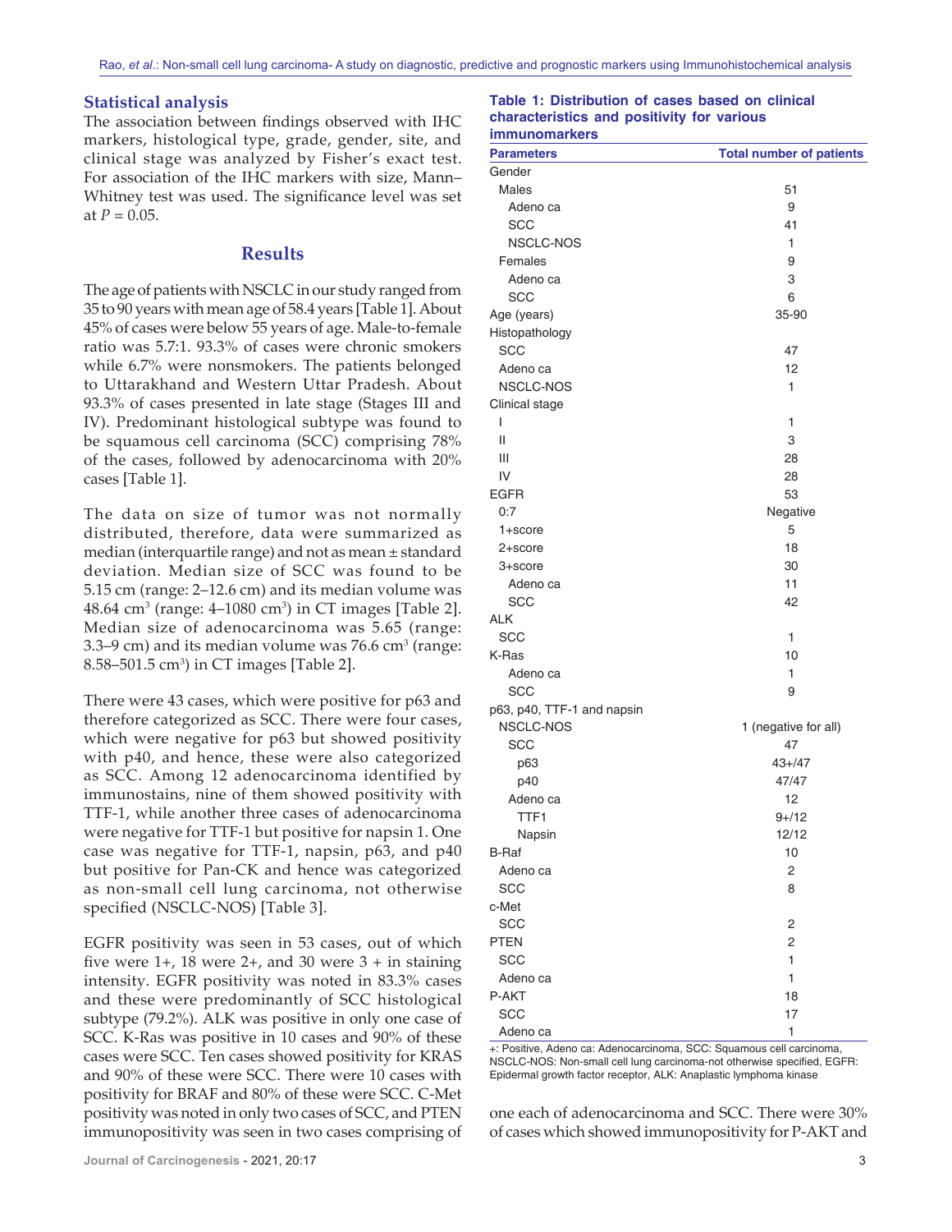### Statistical analysis

The association between findings observed with IHC markers, histological type, grade, gender, site, and clinical stage was analyzed by Fisher's exact test. For association of the IHC markers with size, Mann–Whitney test was used. The significance level was set at $P = 0.05$.

## Results

The age of patients with NSCLC in our study ranged from 35 to 90 years with mean age of 58.4 years [Table 1]. About 45% of cases were below 55 years of age. Male-to-female ratio was 5.7:1. 93.3% of cases were chronic smokers while 6.7% were nonsmokers. The patients belonged to Uttarakhand and Western Uttar Pradesh. About 93.3% of cases presented in late stage (Stages III and IV). Predominant histological subtype was found to be squamous cell carcinoma (SCC) comprising 78% of the cases, followed by adenocarcinoma with 20% cases [Table 1].

The data on size of tumor was not normally distributed, therefore, data were summarized as median (interquartile range) and not as mean ± standard deviation. Median size of SCC was found to be 5.15 cm (range: 2–12.6 cm) and its median volume was 48.64 cm$^3$ (range: 4–1080 cm$^3$) in CT images [Table 2]. Median size of adenocarcinoma was 5.65 (range: 3.3–9 cm) and its median volume was 76.6 cm$^3$ (range: 8.58–501.5 cm$^3$) in CT images [Table 2].

There were 43 cases, which were positive for p63 and therefore categorized as SCC. There were four cases, which were negative for p63 but showed positivity with p40, and hence, these were also categorized as SCC. Among 12 adenocarcinoma identified by immunostains, nine of them showed positivity with TTF-1, while another three cases of adenocarcinoma were negative for TTF-1 but positive for napsin 1. One case was negative for TTF-1, napsin, p63, and p40 but positive for Pan-CK and hence was categorized as non-small cell lung carcinoma, not otherwise specified (NSCLC-NOS) [Table 3].

EGFR positivity was seen in 53 cases, out of which five were 1+, 18 were 2+, and 30 were 3 + in staining intensity. EGFR positivity was noted in 83.3% cases and these were predominantly of SCC histological subtype (79.2%). ALK was positive in only one case of SCC. K-Ras was positive in 10 cases and 90% of these cases were SCC. Ten cases showed positivity for KRAS and 90% of these were SCC. There were 10 cases with positivity for BRAF and 80% of these were SCC. C-Met positivity was noted in only two cases of SCC, and PTEN immunopositivity was seen in two cases comprising of one each of adenocarcinoma and SCC. There were 30% of cases which showed immunopositivity for P-AKT and

**Table 1: Distribution of cases based on clinical characteristics and positivity for various immunomarkers**

| Parameters | Total number of patients |
|---|---|
| Gender | |
| Males | 51 |
| Adeno ca | 9 |
| SCC | 41 |
| NSCLC-NOS | 1 |
| Females | 9 |
| Adeno ca | 3 |
| SCC | 6 |
| Age (years) | 35-90 |
| Histopathology | |
| SCC | 47 |
| Adeno ca | 12 |
| NSCLC-NOS | 1 |
| Clinical stage | |
| I | 1 |
| II | 3 |
| III | 28 |
| IV | 28 |
| EGFR | 53 |
| 0:7 | Negative |
| 1+score | 5 |
| 2+score | 18 |
| 3+score | 30 |
| Adeno ca | 11 |
| SCC | 42 |
| ALK | |
| SCC | 1 |
| K-Ras | 10 |
| Adeno ca | 1 |
| SCC | 9 |
| p63, p40, TTF-1 and napsin | |
| NSCLC-NOS | 1 (negative for all) |
| SCC | 47 |
| p63 | 43+/47 |
| p40 | 47/47 |
| Adeno ca | 12 |
| TTF1 | 9+/12 |
| Napsin | 12/12 |
| B-Raf | 10 |
| Adeno ca | 2 |
| SCC | 8 |
| c-Met | |
| SCC | 2 |
| PTEN | 2 |
| SCC | 1 |
| Adeno ca | 1 |
| P-AKT | 18 |
| SCC | 17 |
| Adeno ca | 1 |

+: Positive, Adeno ca: Adenocarcinoma, SCC: Squamous cell carcinoma, NSCLC-NOS: Non-small cell lung carcinoma-not otherwise specified, EGFR: Epidermal growth factor receptor, ALK: Anaplastic lymphoma kinase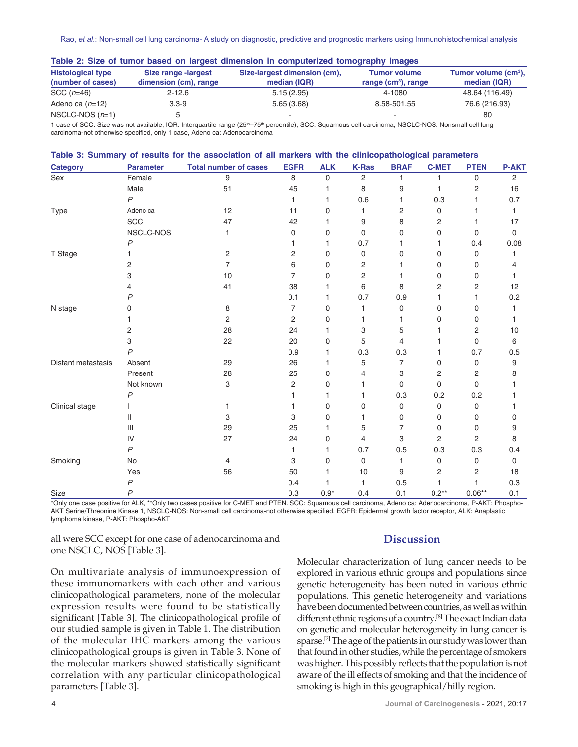**Table 2: Size of tumor based on largest dimension in computerized tomography images**

| Histological type (number of cases) | Size range -largest dimension (cm), range | Size-largest dimension (cm), median (IQR) | Tumor volume range ($cm^3$), range | Tumor volume ($cm^3$), median (IQR) |
|---|---|---|---|---|
| SCC (*n*=46) | 2-12.6 | 5.15 (2.95) | 4-1080 | 48.64 (116.49) |
| Adeno ca (*n*=12) | 3.3-9 | 5.65 (3.68) | 8.58-501.55 | 76.6 (216.93) |
| NSCLC-NOS (*n*=1) | 5 | - | - | 80 |

1 case of SCC: Size was not available; IQR: Interquartile range (25th–75th percentile), SCC: Squamous cell carcinoma, NSCLC-NOS: Nonsmall cell lung carcinoma-not otherwise specified, only 1 case, Adeno ca: Adenocarcinoma

**Table 3: Summary of results for the association of all markers with the clinicopathological parameters**

| Category | Parameter | Total number of cases | EGFR | ALK | K-Ras | BRAF | C-MET | PTEN | P-AKT |
|---|---|---|---|---|---|---|---|---|---|
| Sex | Female | 9 | 8 | 0 | 2 | 1 | 1 | 0 | 2 |
| | Male | 51 | 45 | 1 | 8 | 9 | 1 | 2 | 16 |
| | *P* | | 1 | 1 | 0.6 | 1 | 0.3 | 1 | 0.7 |
| Type | Adeno ca | 12 | 11 | 0 | 1 | 2 | 0 | 1 | 1 |
| | SCC | 47 | 42 | 1 | 9 | 8 | 2 | 1 | 17 |
| | NSCLC-NOS | 1 | 0 | 0 | 0 | 0 | 0 | 0 | 0 |
| | *P* | | 1 | 1 | 0.7 | 1 | 1 | 0.4 | 0.08 |
| T Stage | 1 | 2 | 2 | 0 | 0 | 0 | 0 | 0 | 1 |
| | 2 | 7 | 6 | 0 | 2 | 1 | 0 | 0 | 4 |
| | 3 | 10 | 7 | 0 | 2 | 1 | 0 | 0 | 1 |
| | 4 | 41 | 38 | 1 | 6 | 8 | 2 | 2 | 12 |
| | *P* | | 0.1 | 1 | 0.7 | 0.9 | 1 | 1 | 0.2 |
| N stage | 0 | 8 | 7 | 0 | 1 | 0 | 0 | 0 | 1 |
| | 1 | 2 | 2 | 0 | 1 | 1 | 0 | 0 | 1 |
| | 2 | 28 | 24 | 1 | 3 | 5 | 1 | 2 | 10 |
| | 3 | 22 | 20 | 0 | 5 | 4 | 1 | 0 | 6 |
| | *P* | | 0.9 | 1 | 0.3 | 0.3 | 1 | 0.7 | 0.5 |
| Distant metastasis | Absent | 29 | 26 | 1 | 5 | 7 | 0 | 0 | 9 |
| | Present | 28 | 25 | 0 | 4 | 3 | 2 | 2 | 8 |
| | Not known | 3 | 2 | 0 | 1 | 0 | 0 | 0 | 1 |
| | *P* | | 1 | 1 | 1 | 0.3 | 0.2 | 0.2 | 1 |
| Clinical stage | I | 1 | 1 | 0 | 0 | 0 | 0 | 0 | 1 |
| | II | 3 | 3 | 0 | 1 | 0 | 0 | 0 | 0 |
| | III | 29 | 25 | 1 | 5 | 7 | 0 | 0 | 9 |
| | IV | 27 | 24 | 0 | 4 | 3 | 2 | 2 | 8 |
| | *P* | | 1 | 1 | 0.7 | 0.5 | 0.3 | 0.3 | 0.4 |
| Smoking | No | 4 | 3 | 0 | 0 | 1 | 0 | 0 | 0 |
| | Yes | 56 | 50 | 1 | 10 | 9 | 2 | 2 | 18 |
| | *P* | | 0.4 | 1 | 1 | 0.5 | 1 | 1 | 0.3 |
| Size | *P* | | 0.3 | 0.9* | 0.4 | 0.1 | 0.2** | 0.06** | 0.1 |

*Only one case positive for ALK, **Only two cases positive for C-MET and PTEN. SCC: Squamous cell carcinoma, Adeno ca: Adenocarcinoma, P-AKT: Phospho-AKT Serine/Threonine Kinase 1, NSCLC-NOS: Non-small cell carcinoma-not otherwise specified, EGFR: Epidermal growth factor receptor, ALK: Anaplastic lymphoma kinase, P-AKT: Phospho-AKT

all were SCC except for one case of adenocarcinoma and one NSCLC, NOS [Table 3].

On multivariate analysis of immunoexpression of these immunomarkers with each other and various clinicopathological parameters, none of the molecular expression results were found to be statistically significant [Table 3]. The clinicopathological profile of our studied sample is given in Table 1. The distribution of the molecular IHC markers among the various clinicopathological groups is given in Table 3. None of the molecular markers showed statistically significant correlation with any particular clinicopathological parameters [Table 3].

## Discussion

Molecular characterization of lung cancer needs to be explored in various ethnic groups and populations since genetic heterogeneity has been noted in various ethnic populations. This genetic heterogeneity and variations have been documented between countries, as well as within different ethnic regions of a country.[8] The exact Indian data on genetic and molecular heterogeneity in lung cancer is sparse.[2] The age of the patients in our study was lower than that found in other studies, while the percentage of smokers was higher. This possibly reflects that the population is not aware of the ill effects of smoking and that the incidence of smoking is high in this geographical/hilly region.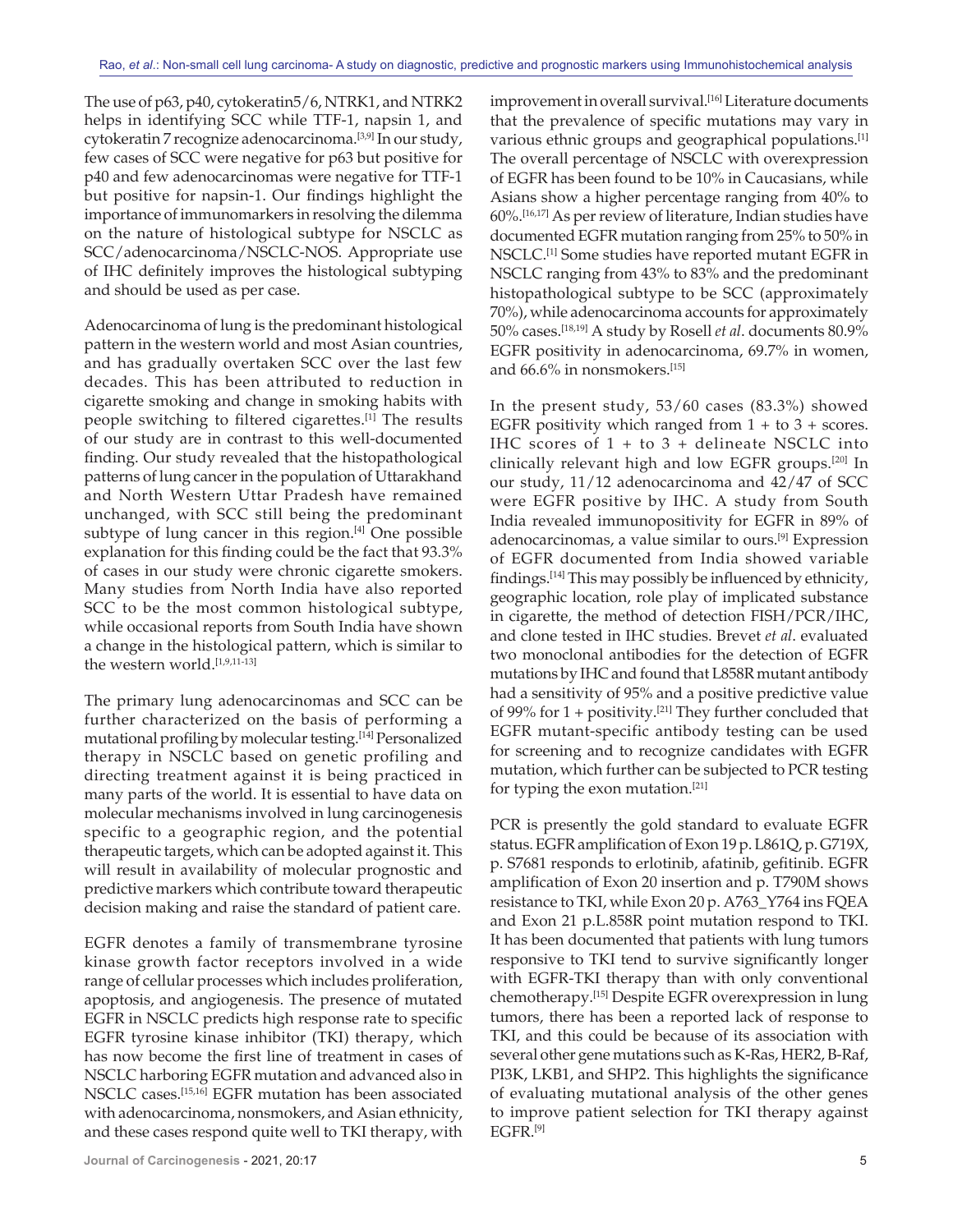The use of p63, p40, cytokeratin5/6, NTRK1, and NTRK2 helps in identifying SCC while TTF-1, napsin 1, and cytokeratin 7 recognize adenocarcinoma.[3,9] In our study, few cases of SCC were negative for p63 but positive for p40 and few adenocarcinomas were negative for TTF-1 but positive for napsin-1. Our findings highlight the importance of immunomarkers in resolving the dilemma on the nature of histological subtype for NSCLC as SCC/adenocarcinoma/NSCLC-NOS. Appropriate use of IHC definitely improves the histological subtyping and should be used as per case.

Adenocarcinoma of lung is the predominant histological pattern in the western world and most Asian countries, and has gradually overtaken SCC over the last few decades. This has been attributed to reduction in cigarette smoking and change in smoking habits with people switching to filtered cigarettes.[1] The results of our study are in contrast to this well-documented finding. Our study revealed that the histopathological patterns of lung cancer in the population of Uttarakhand and North Western Uttar Pradesh have remained unchanged, with SCC still being the predominant subtype of lung cancer in this region.[4] One possible explanation for this finding could be the fact that 93.3% of cases in our study were chronic cigarette smokers. Many studies from North India have also reported SCC to be the most common histological subtype, while occasional reports from South India have shown a change in the histological pattern, which is similar to the western world.[1,9,11-13]

The primary lung adenocarcinomas and SCC can be further characterized on the basis of performing a mutational profiling by molecular testing.[14] Personalized therapy in NSCLC based on genetic profiling and directing treatment against it is being practiced in many parts of the world. It is essential to have data on molecular mechanisms involved in lung carcinogenesis specific to a geographic region, and the potential therapeutic targets, which can be adopted against it. This will result in availability of molecular prognostic and predictive markers which contribute toward therapeutic decision making and raise the standard of patient care.

EGFR denotes a family of transmembrane tyrosine kinase growth factor receptors involved in a wide range of cellular processes which includes proliferation, apoptosis, and angiogenesis. The presence of mutated EGFR in NSCLC predicts high response rate to specific EGFR tyrosine kinase inhibitor (TKI) therapy, which has now become the first line of treatment in cases of NSCLC harboring EGFR mutation and advanced also in NSCLC cases.[15,16] EGFR mutation has been associated with adenocarcinoma, nonsmokers, and Asian ethnicity, and these cases respond quite well to TKI therapy, with improvement in overall survival.[16] Literature documents that the prevalence of specific mutations may vary in various ethnic groups and geographical populations.[1] The overall percentage of NSCLC with overexpression of EGFR has been found to be 10% in Caucasians, while Asians show a higher percentage ranging from 40% to 60%.[16,17] As per review of literature, Indian studies have documented EGFR mutation ranging from 25% to 50% in NSCLC.[1] Some studies have reported mutant EGFR in NSCLC ranging from 43% to 83% and the predominant histopathological subtype to be SCC (approximately 70%), while adenocarcinoma accounts for approximately 50% cases.[18,19] A study by Rosell *et al*. documents 80.9% EGFR positivity in adenocarcinoma, 69.7% in women, and 66.6% in nonsmokers.[15]

In the present study, 53/60 cases (83.3%) showed EGFR positivity which ranged from 1 + to 3 + scores. IHC scores of 1 + to 3 + delineate NSCLC into clinically relevant high and low EGFR groups.[20] In our study, 11/12 adenocarcinoma and 42/47 of SCC were EGFR positive by IHC. A study from South India revealed immunopositivity for EGFR in 89% of adenocarcinomas, a value similar to ours.[9] Expression of EGFR documented from India showed variable findings.[14] This may possibly be influenced by ethnicity, geographic location, role play of implicated substance in cigarette, the method of detection FISH/PCR/IHC, and clone tested in IHC studies. Brevet *et al*. evaluated two monoclonal antibodies for the detection of EGFR mutations by IHC and found that L858R mutant antibody had a sensitivity of 95% and a positive predictive value of 99% for 1 + positivity.[21] They further concluded that EGFR mutant-specific antibody testing can be used for screening and to recognize candidates with EGFR mutation, which further can be subjected to PCR testing for typing the exon mutation.[21]

PCR is presently the gold standard to evaluate EGFR status. EGFR amplification of Exon 19 p. L861Q, p. G719X, p. S7681 responds to erlotinib, afatinib, gefitinib. EGFR amplification of Exon 20 insertion and p. T790M shows resistance to TKI, while Exon 20 p. A763_Y764 ins FQEA and Exon 21 p.L.858R point mutation respond to TKI. It has been documented that patients with lung tumors responsive to TKI tend to survive significantly longer with EGFR-TKI therapy than with only conventional chemotherapy.[15] Despite EGFR overexpression in lung tumors, there has been a reported lack of response to TKI, and this could be because of its association with several other gene mutations such as K-Ras, HER2, B-Raf, PI3K, LKB1, and SHP2. This highlights the significance of evaluating mutational analysis of the other genes to improve patient selection for TKI therapy against EGFR.[9]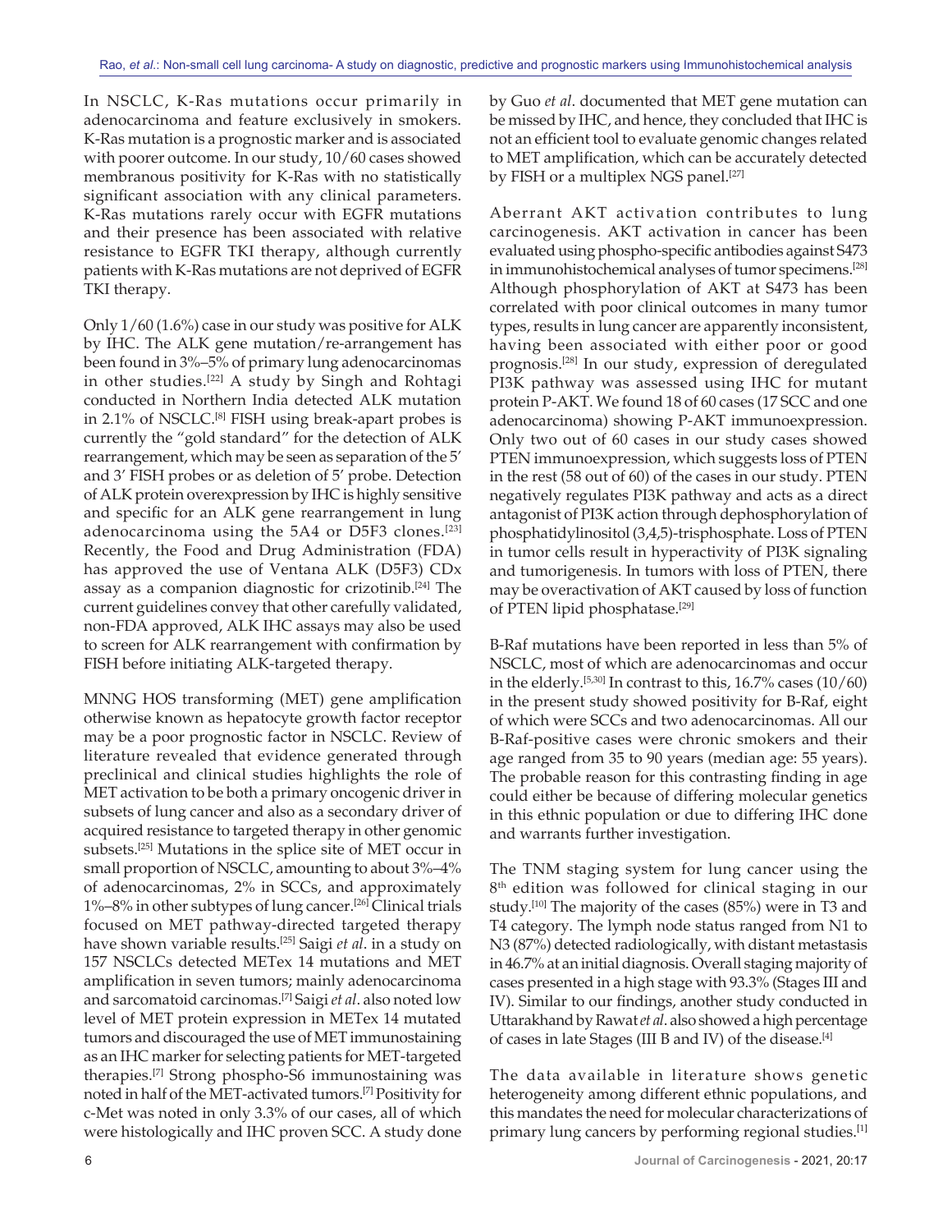In NSCLC, K-Ras mutations occur primarily in adenocarcinoma and feature exclusively in smokers. K-Ras mutation is a prognostic marker and is associated with poorer outcome. In our study, 10/60 cases showed membranous positivity for K-Ras with no statistically significant association with any clinical parameters. K-Ras mutations rarely occur with EGFR mutations and their presence has been associated with relative resistance to EGFR TKI therapy, although currently patients with K-Ras mutations are not deprived of EGFR TKI therapy.

Only 1/60 (1.6%) case in our study was positive for ALK by IHC. The ALK gene mutation/re-arrangement has been found in 3%–5% of primary lung adenocarcinomas in other studies.[22] A study by Singh and Rohtagi conducted in Northern India detected ALK mutation in 2.1% of NSCLC.[8] FISH using break-apart probes is currently the "gold standard" for the detection of ALK rearrangement, which may be seen as separation of the 5′ and 3′ FISH probes or as deletion of 5′ probe. Detection of ALK protein overexpression by IHC is highly sensitive and specific for an ALK gene rearrangement in lung adenocarcinoma using the 5A4 or D5F3 clones.[23] Recently, the Food and Drug Administration (FDA) has approved the use of Ventana ALK (D5F3) CDx assay as a companion diagnostic for crizotinib.[24] The current guidelines convey that other carefully validated, non-FDA approved, ALK IHC assays may also be used to screen for ALK rearrangement with confirmation by FISH before initiating ALK-targeted therapy.

MNNG HOS transforming (MET) gene amplification otherwise known as hepatocyte growth factor receptor may be a poor prognostic factor in NSCLC. Review of literature revealed that evidence generated through preclinical and clinical studies highlights the role of MET activation to be both a primary oncogenic driver in subsets of lung cancer and also as a secondary driver of acquired resistance to targeted therapy in other genomic subsets.[25] Mutations in the splice site of MET occur in small proportion of NSCLC, amounting to about 3%–4% of adenocarcinomas, 2% in SCCs, and approximately 1%–8% in other subtypes of lung cancer.[26] Clinical trials focused on MET pathway-directed targeted therapy have shown variable results.[25] Saigi *et al*. in a study on 157 NSCLCs detected METex 14 mutations and MET amplification in seven tumors; mainly adenocarcinoma and sarcomatoid carcinomas.[7] Saigi *et al*. also noted low level of MET protein expression in METex 14 mutated tumors and discouraged the use of MET immunostaining as an IHC marker for selecting patients for MET-targeted therapies.[7] Strong phospho-S6 immunostaining was noted in half of the MET-activated tumors.[7] Positivity for c-Met was noted in only 3.3% of our cases, all of which were histologically and IHC proven SCC. A study done by Guo *et al*. documented that MET gene mutation can be missed by IHC, and hence, they concluded that IHC is not an efficient tool to evaluate genomic changes related to MET amplification, which can be accurately detected by FISH or a multiplex NGS panel.[27]

Aberrant AKT activation contributes to lung carcinogenesis. AKT activation in cancer has been evaluated using phospho-specific antibodies against S473 in immunohistochemical analyses of tumor specimens.[28] Although phosphorylation of AKT at S473 has been correlated with poor clinical outcomes in many tumor types, results in lung cancer are apparently inconsistent, having been associated with either poor or good prognosis.[28] In our study, expression of deregulated PI3K pathway was assessed using IHC for mutant protein P-AKT. We found 18 of 60 cases (17 SCC and one adenocarcinoma) showing P-AKT immunoexpression. Only two out of 60 cases in our study cases showed PTEN immunoexpression, which suggests loss of PTEN in the rest (58 out of 60) of the cases in our study. PTEN negatively regulates PI3K pathway and acts as a direct antagonist of PI3K action through dephosphorylation of phosphatidylinositol (3,4,5)-trisphosphate. Loss of PTEN in tumor cells result in hyperactivity of PI3K signaling and tumorigenesis. In tumors with loss of PTEN, there may be overactivation of AKT caused by loss of function of PTEN lipid phosphatase.[29]

B-Raf mutations have been reported in less than 5% of NSCLC, most of which are adenocarcinomas and occur in the elderly.[5,30] In contrast to this, 16.7% cases (10/60) in the present study showed positivity for B-Raf, eight of which were SCCs and two adenocarcinomas. All our B-Raf-positive cases were chronic smokers and their age ranged from 35 to 90 years (median age: 55 years). The probable reason for this contrasting finding in age could either be because of differing molecular genetics in this ethnic population or due to differing IHC done and warrants further investigation.

The TNM staging system for lung cancer using the 8th edition was followed for clinical staging in our study.[10] The majority of the cases (85%) were in T3 and T4 category. The lymph node status ranged from N1 to N3 (87%) detected radiologically, with distant metastasis in 46.7% at an initial diagnosis. Overall staging majority of cases presented in a high stage with 93.3% (Stages III and IV). Similar to our findings, another study conducted in Uttarakhand by Rawat *et al*. also showed a high percentage of cases in late Stages (III B and IV) of the disease.[4]

The data available in literature shows genetic heterogeneity among different ethnic populations, and this mandates the need for molecular characterizations of primary lung cancers by performing regional studies.[1]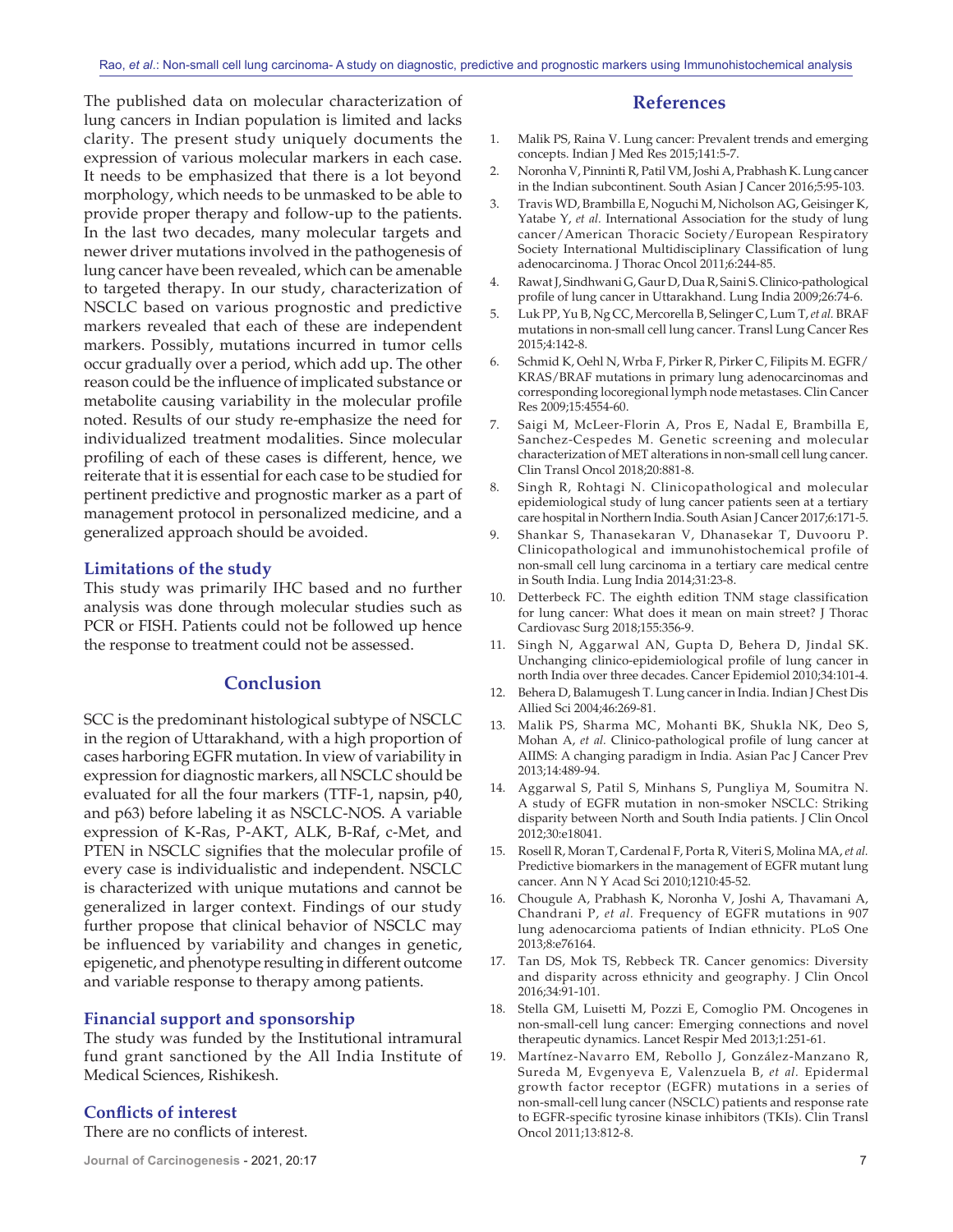The published data on molecular characterization of lung cancers in Indian population is limited and lacks clarity. The present study uniquely documents the expression of various molecular markers in each case. It needs to be emphasized that there is a lot beyond morphology, which needs to be unmasked to be able to provide proper therapy and follow-up to the patients. In the last two decades, many molecular targets and newer driver mutations involved in the pathogenesis of lung cancer have been revealed, which can be amenable to targeted therapy. In our study, characterization of NSCLC based on various prognostic and predictive markers revealed that each of these are independent markers. Possibly, mutations incurred in tumor cells occur gradually over a period, which add up. The other reason could be the influence of implicated substance or metabolite causing variability in the molecular profile noted. Results of our study re-emphasize the need for individualized treatment modalities. Since molecular profiling of each of these cases is different, hence, we reiterate that it is essential for each case to be studied for pertinent predictive and prognostic marker as a part of management protocol in personalized medicine, and a generalized approach should be avoided.

### Limitations of the study

This study was primarily IHC based and no further analysis was done through molecular studies such as PCR or FISH. Patients could not be followed up hence the response to treatment could not be assessed.

## Conclusion

SCC is the predominant histological subtype of NSCLC in the region of Uttarakhand, with a high proportion of cases harboring EGFR mutation. In view of variability in expression for diagnostic markers, all NSCLC should be evaluated for all the four markers (TTF-1, napsin, p40, and p63) before labeling it as NSCLC-NOS. A variable expression of K-Ras, P-AKT, ALK, B-Raf, c-Met, and PTEN in NSCLC signifies that the molecular profile of every case is individualistic and independent. NSCLC is characterized with unique mutations and cannot be generalized in larger context. Findings of our study further propose that clinical behavior of NSCLC may be influenced by variability and changes in genetic, epigenetic, and phenotype resulting in different outcome and variable response to therapy among patients.

### Financial support and sponsorship

The study was funded by the Institutional intramural fund grant sanctioned by the All India Institute of Medical Sciences, Rishikesh.

### Conflicts of interest

There are no conflicts of interest.

## References

1. Malik PS, Raina V. Lung cancer: Prevalent trends and emerging concepts. Indian J Med Res 2015;141:5-7.
2. Noronha V, Pinninti R, Patil VM, Joshi A, Prabhash K. Lung cancer in the Indian subcontinent. South Asian J Cancer 2016;5:95-103.
3. Travis WD, Brambilla E, Noguchi M, Nicholson AG, Geisinger K, Yatabe Y, *et al.* International Association for the study of lung cancer/American Thoracic Society/European Respiratory Society International Multidisciplinary Classification of lung adenocarcinoma. J Thorac Oncol 2011;6:244-85.
4. Rawat J, Sindhwani G, Gaur D, Dua R, Saini S. Clinico-pathological profile of lung cancer in Uttarakhand. Lung India 2009;26:74-6.
5. Luk PP, Yu B, Ng CC, Mercorella B, Selinger C, Lum T, *et al.* BRAF mutations in non-small cell lung cancer. Transl Lung Cancer Res 2015;4:142-8.
6. Schmid K, Oehl N, Wrba F, Pirker R, Pirker C, Filipits M. EGFR/KRAS/BRAF mutations in primary lung adenocarcinomas and corresponding locoregional lymph node metastases. Clin Cancer Res 2009;15:4554-60.
7. Saigi M, McLeer-Florin A, Pros E, Nadal E, Brambilla E, Sanchez-Cespedes M. Genetic screening and molecular characterization of MET alterations in non-small cell lung cancer. Clin Transl Oncol 2018;20:881-8.
8. Singh R, Rohtagi N. Clinicopathological and molecular epidemiological study of lung cancer patients seen at a tertiary care hospital in Northern India. South Asian J Cancer 2017;6:171-5.
9. Shankar S, Thanasekaran V, Dhanasekar T, Duvooru P. Clinicopathological and immunohistochemical profile of non-small cell lung carcinoma in a tertiary care medical centre in South India. Lung India 2014;31:23-8.
10. Detterbeck FC. The eighth edition TNM stage classification for lung cancer: What does it mean on main street? J Thorac Cardiovasc Surg 2018;155:356-9.
11. Singh N, Aggarwal AN, Gupta D, Behera D, Jindal SK. Unchanging clinico-epidemiological profile of lung cancer in north India over three decades. Cancer Epidemiol 2010;34:101-4.
12. Behera D, Balamugesh T. Lung cancer in India. Indian J Chest Dis Allied Sci 2004;46:269-81.
13. Malik PS, Sharma MC, Mohanti BK, Shukla NK, Deo S, Mohan A, *et al.* Clinico-pathological profile of lung cancer at AIIMS: A changing paradigm in India. Asian Pac J Cancer Prev 2013;14:489-94.
14. Aggarwal S, Patil S, Minhans S, Pungliya M, Soumitra N. A study of EGFR mutation in non-smoker NSCLC: Striking disparity between North and South India patients. J Clin Oncol 2012;30:e18041.
15. Rosell R, Moran T, Cardenal F, Porta R, Viteri S, Molina MA, *et al.* Predictive biomarkers in the management of EGFR mutant lung cancer. Ann N Y Acad Sci 2010;1210:45-52.
16. Chougule A, Prabhash K, Noronha V, Joshi A, Thavamani A, Chandrani P, *et al.* Frequency of EGFR mutations in 907 lung adenocarcioma patients of Indian ethnicity. PLoS One 2013;8:e76164.
17. Tan DS, Mok TS, Rebbeck TR. Cancer genomics: Diversity and disparity across ethnicity and geography. J Clin Oncol 2016;34:91-101.
18. Stella GM, Luisetti M, Pozzi E, Comoglio PM. Oncogenes in non-small-cell lung cancer: Emerging connections and novel therapeutic dynamics. Lancet Respir Med 2013;1:251-61.
19. Martínez-Navarro EM, Rebollo J, González-Manzano R, Sureda M, Evgenyeva E, Valenzuela B, *et al.* Epidermal growth factor receptor (EGFR) mutations in a series of non-small-cell lung cancer (NSCLC) patients and response rate to EGFR-specific tyrosine kinase inhibitors (TKIs). Clin Transl Oncol 2011;13:812-8.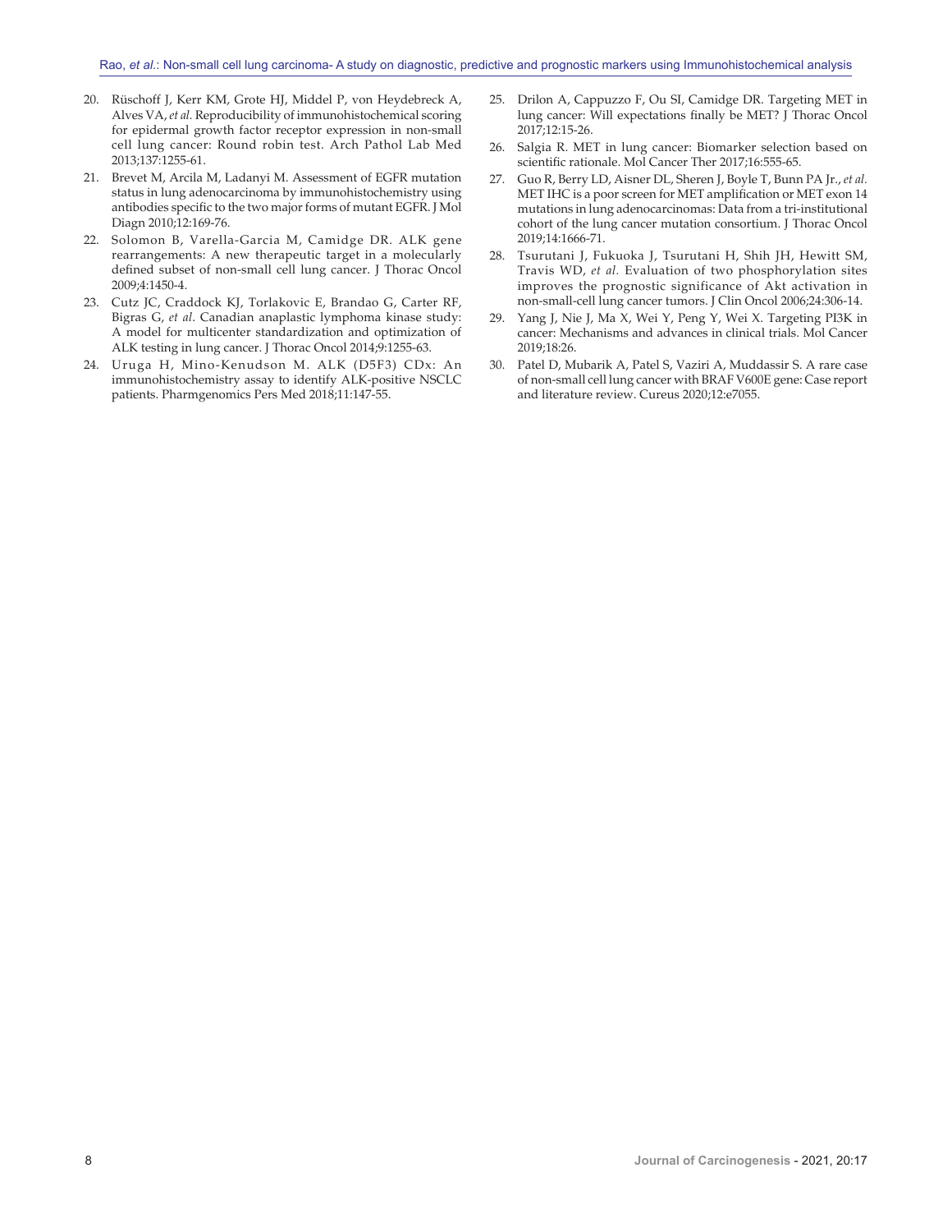20. Rüschoff J, Kerr KM, Grote HJ, Middel P, von Heydebreck A, Alves VA, *et al.* Reproducibility of immunohistochemical scoring for epidermal growth factor receptor expression in non-small cell lung cancer: Round robin test. Arch Pathol Lab Med 2013;137:1255-61.
21. Brevet M, Arcila M, Ladanyi M. Assessment of EGFR mutation status in lung adenocarcinoma by immunohistochemistry using antibodies specific to the two major forms of mutant EGFR. J Mol Diagn 2010;12:169-76.
22. Solomon B, Varella-Garcia M, Camidge DR. ALK gene rearrangements: A new therapeutic target in a molecularly defined subset of non-small cell lung cancer. J Thorac Oncol 2009;4:1450-4.
23. Cutz JC, Craddock KJ, Torlakovic E, Brandao G, Carter RF, Bigras G, *et al.* Canadian anaplastic lymphoma kinase study: A model for multicenter standardization and optimization of ALK testing in lung cancer. J Thorac Oncol 2014;9:1255-63.
24. Uruga H, Mino-Kenudson M. ALK (D5F3) CDx: An immunohistochemistry assay to identify ALK-positive NSCLC patients. Pharmgenomics Pers Med 2018;11:147-55.
25. Drilon A, Cappuzzo F, Ou SI, Camidge DR. Targeting MET in lung cancer: Will expectations finally be MET? J Thorac Oncol 2017;12:15-26.
26. Salgia R. MET in lung cancer: Biomarker selection based on scientific rationale. Mol Cancer Ther 2017;16:555-65.
27. Guo R, Berry LD, Aisner DL, Sheren J, Boyle T, Bunn PA Jr., *et al.* MET IHC is a poor screen for MET amplification or MET exon 14 mutations in lung adenocarcinomas: Data from a tri-institutional cohort of the lung cancer mutation consortium. J Thorac Oncol 2019;14:1666-71.
28. Tsurutani J, Fukuoka J, Tsurutani H, Shih JH, Hewitt SM, Travis WD, *et al.* Evaluation of two phosphorylation sites improves the prognostic significance of Akt activation in non-small-cell lung cancer tumors. J Clin Oncol 2006;24:306-14.
29. Yang J, Nie J, Ma X, Wei Y, Peng Y, Wei X. Targeting PI3K in cancer: Mechanisms and advances in clinical trials. Mol Cancer 2019;18:26.
30. Patel D, Mubarik A, Patel S, Vaziri A, Muddassir S. A rare case of non-small cell lung cancer with BRAF V600E gene: Case report and literature review. Cureus 2020;12:e7055.